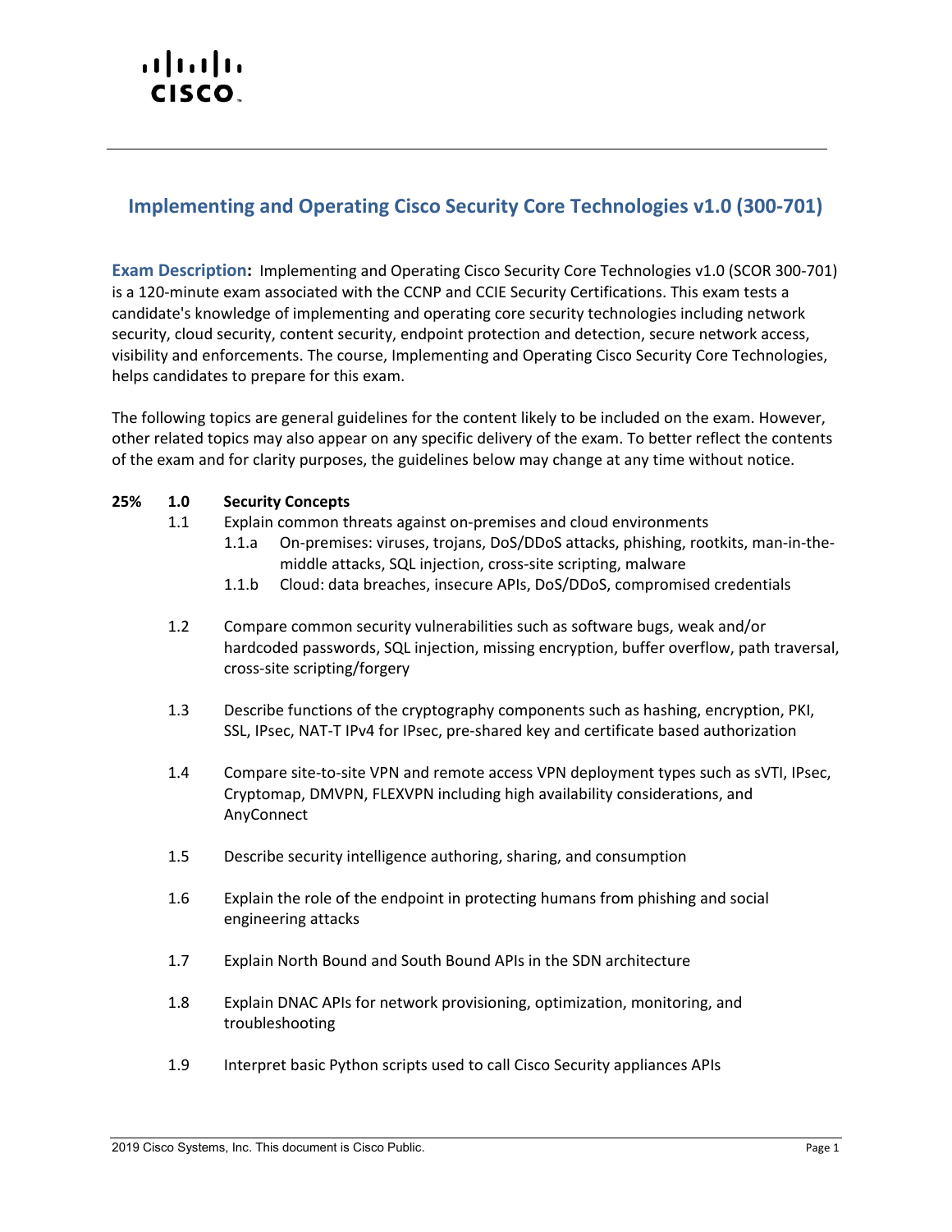# Implementing and Operating Cisco Security Core Technologies v1.0 (300-701)

**Exam Description:** Implementing and Operating Cisco Security Core Technologies v1.0 (SCOR 300-701) is a 120-minute exam associated with the CCNP and CCIE Security Certifications. This exam tests a candidate's knowledge of implementing and operating core security technologies including network security, cloud security, content security, endpoint protection and detection, secure network access, visibility and enforcements. The course, Implementing and Operating Cisco Security Core Technologies, helps candidates to prepare for this exam.

The following topics are general guidelines for the content likely to be included on the exam. However, other related topics may also appear on any specific delivery of the exam. To better reflect the contents of the exam and for clarity purposes, the guidelines below may change at any time without notice.

**25% 1.0 Security Concepts**

- 1.1 Explain common threats against on-premises and cloud environments
  - 1.1.a On-premises: viruses, trojans, DoS/DDoS attacks, phishing, rootkits, man-in-the-middle attacks, SQL injection, cross-site scripting, malware
  - 1.1.b Cloud: data breaches, insecure APIs, DoS/DDoS, compromised credentials
- 1.2 Compare common security vulnerabilities such as software bugs, weak and/or hardcoded passwords, SQL injection, missing encryption, buffer overflow, path traversal, cross-site scripting/forgery
- 1.3 Describe functions of the cryptography components such as hashing, encryption, PKI, SSL, IPsec, NAT-T IPv4 for IPsec, pre-shared key and certificate based authorization
- 1.4 Compare site-to-site VPN and remote access VPN deployment types such as sVTI, IPsec, Cryptomap, DMVPN, FLEXVPN including high availability considerations, and AnyConnect
- 1.5 Describe security intelligence authoring, sharing, and consumption
- 1.6 Explain the role of the endpoint in protecting humans from phishing and social engineering attacks
- 1.7 Explain North Bound and South Bound APIs in the SDN architecture
- 1.8 Explain DNAC APIs for network provisioning, optimization, monitoring, and troubleshooting
- 1.9 Interpret basic Python scripts used to call Cisco Security appliances APIs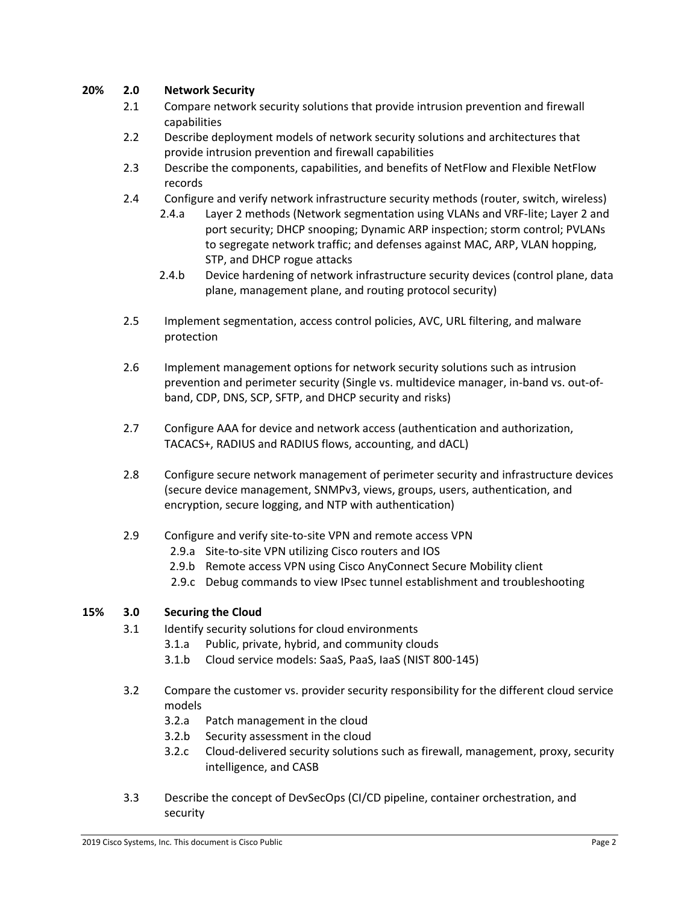**20% 2.0 Network Security**

- 2.1 Compare network security solutions that provide intrusion prevention and firewall capabilities
- 2.2 Describe deployment models of network security solutions and architectures that provide intrusion prevention and firewall capabilities
- 2.3 Describe the components, capabilities, and benefits of NetFlow and Flexible NetFlow records
- 2.4 Configure and verify network infrastructure security methods (router, switch, wireless)
  - 2.4.a Layer 2 methods (Network segmentation using VLANs and VRF-lite; Layer 2 and port security; DHCP snooping; Dynamic ARP inspection; storm control; PVLANs to segregate network traffic; and defenses against MAC, ARP, VLAN hopping, STP, and DHCP rogue attacks
  - 2.4.b Device hardening of network infrastructure security devices (control plane, data plane, management plane, and routing protocol security)
- 2.5 Implement segmentation, access control policies, AVC, URL filtering, and malware protection
- 2.6 Implement management options for network security solutions such as intrusion prevention and perimeter security (Single vs. multidevice manager, in-band vs. out-of-band, CDP, DNS, SCP, SFTP, and DHCP security and risks)
- 2.7 Configure AAA for device and network access (authentication and authorization, TACACS+, RADIUS and RADIUS flows, accounting, and dACL)
- 2.8 Configure secure network management of perimeter security and infrastructure devices (secure device management, SNMPv3, views, groups, users, authentication, and encryption, secure logging, and NTP with authentication)
- 2.9 Configure and verify site-to-site VPN and remote access VPN
  - 2.9.a Site-to-site VPN utilizing Cisco routers and IOS
  - 2.9.b Remote access VPN using Cisco AnyConnect Secure Mobility client
  - 2.9.c Debug commands to view IPsec tunnel establishment and troubleshooting

**15% 3.0 Securing the Cloud**

- 3.1 Identify security solutions for cloud environments
  - 3.1.a Public, private, hybrid, and community clouds
  - 3.1.b Cloud service models: SaaS, PaaS, IaaS (NIST 800-145)
- 3.2 Compare the customer vs. provider security responsibility for the different cloud service models
  - 3.2.a Patch management in the cloud
  - 3.2.b Security assessment in the cloud
  - 3.2.c Cloud-delivered security solutions such as firewall, management, proxy, security intelligence, and CASB
- 3.3 Describe the concept of DevSecOps (CI/CD pipeline, container orchestration, and security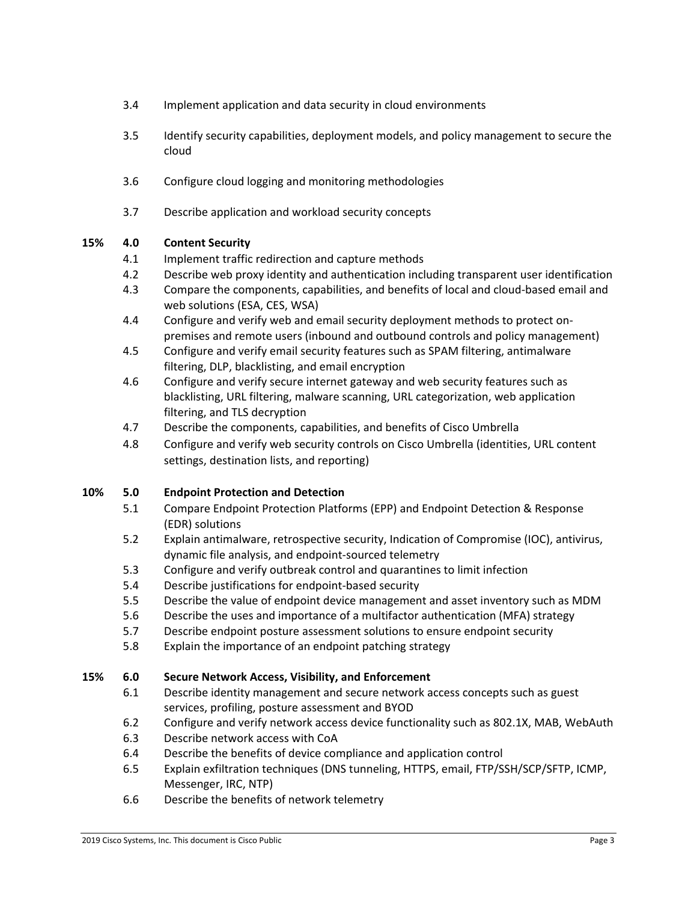3.4 Implement application and data security in cloud environments

3.5 Identify security capabilities, deployment models, and policy management to secure the cloud

3.6 Configure cloud logging and monitoring methodologies

3.7 Describe application and workload security concepts

**15% 4.0 Content Security**

4.1 Implement traffic redirection and capture methods

4.2 Describe web proxy identity and authentication including transparent user identification

4.3 Compare the components, capabilities, and benefits of local and cloud-based email and web solutions (ESA, CES, WSA)

4.4 Configure and verify web and email security deployment methods to protect on-premises and remote users (inbound and outbound controls and policy management)

4.5 Configure and verify email security features such as SPAM filtering, antimalware filtering, DLP, blacklisting, and email encryption

4.6 Configure and verify secure internet gateway and web security features such as blacklisting, URL filtering, malware scanning, URL categorization, web application filtering, and TLS decryption

4.7 Describe the components, capabilities, and benefits of Cisco Umbrella

4.8 Configure and verify web security controls on Cisco Umbrella (identities, URL content settings, destination lists, and reporting)

**10% 5.0 Endpoint Protection and Detection**

5.1 Compare Endpoint Protection Platforms (EPP) and Endpoint Detection & Response (EDR) solutions

5.2 Explain antimalware, retrospective security, Indication of Compromise (IOC), antivirus, dynamic file analysis, and endpoint-sourced telemetry

5.3 Configure and verify outbreak control and quarantines to limit infection

5.4 Describe justifications for endpoint-based security

5.5 Describe the value of endpoint device management and asset inventory such as MDM

5.6 Describe the uses and importance of a multifactor authentication (MFA) strategy

5.7 Describe endpoint posture assessment solutions to ensure endpoint security

5.8 Explain the importance of an endpoint patching strategy

**15% 6.0 Secure Network Access, Visibility, and Enforcement**

6.1 Describe identity management and secure network access concepts such as guest services, profiling, posture assessment and BYOD

6.2 Configure and verify network access device functionality such as 802.1X, MAB, WebAuth

6.3 Describe network access with CoA

6.4 Describe the benefits of device compliance and application control

6.5 Explain exfiltration techniques (DNS tunneling, HTTPS, email, FTP/SSH/SCP/SFTP, ICMP, Messenger, IRC, NTP)

6.6 Describe the benefits of network telemetry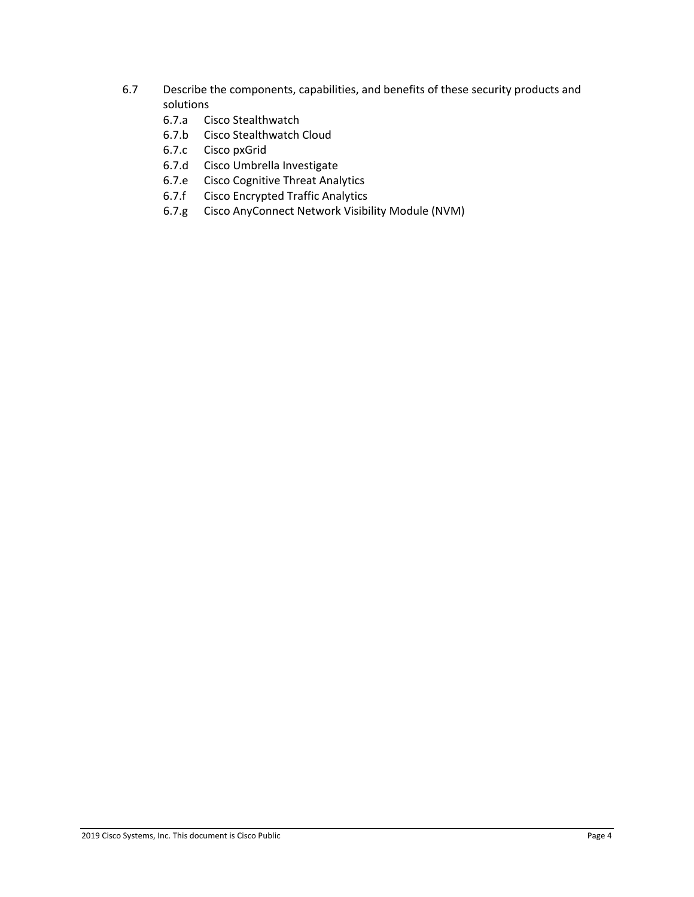- 6.7 Describe the components, capabilities, and benefits of these security products and solutions
  - 6.7.a Cisco Stealthwatch
  - 6.7.b Cisco Stealthwatch Cloud
  - 6.7.c Cisco pxGrid
  - 6.7.d Cisco Umbrella Investigate
  - 6.7.e Cisco Cognitive Threat Analytics
  - 6.7.f Cisco Encrypted Traffic Analytics
  - 6.7.g Cisco AnyConnect Network Visibility Module (NVM)